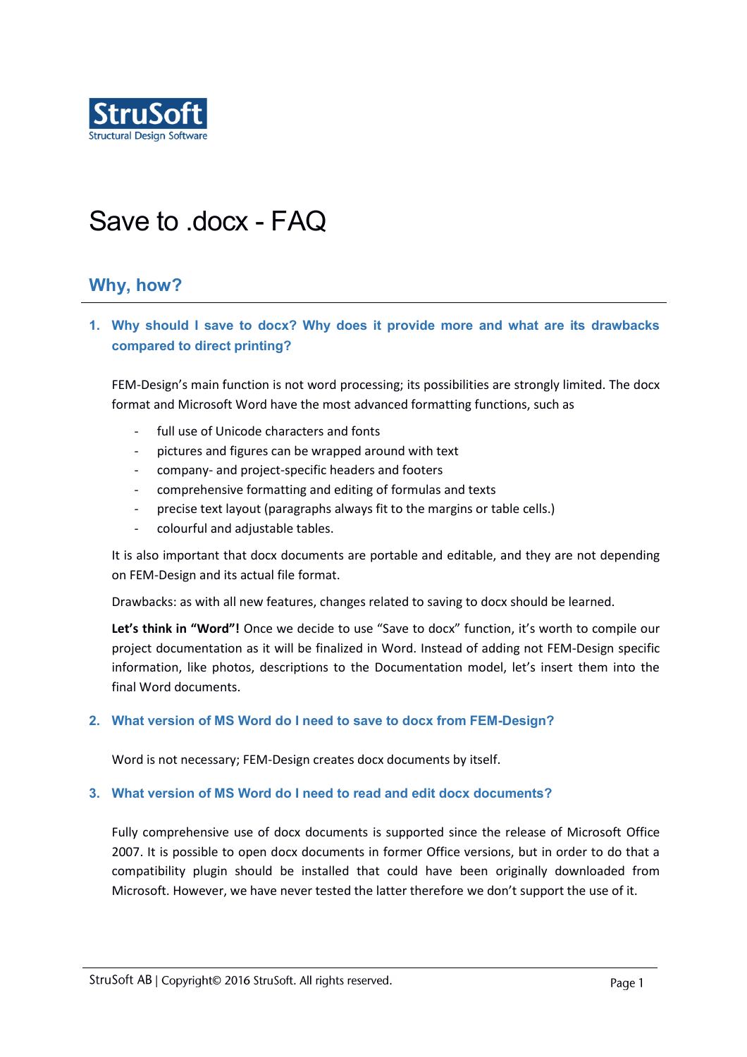# Save to .docx - FAQ

## Why, how?

### 1. Why should I save to docx? Why does it provide more and what are its drawbacks compared to direct printing?

FEM-Design's main function is not word processing; its possibilities are strongly limited. The docx format and Microsoft Word have the most advanced formatting functions, such as

- full use of Unicode characters and fonts
- pictures and figures can be wrapped around with text
- company- and project-specific headers and footers
- comprehensive formatting and editing of formulas and texts
- precise text layout (paragraphs always fit to the margins or table cells.)
- colourful and adjustable tables.

It is also important that docx documents are portable and editable, and they are not depending on FEM-Design and its actual file format.

Drawbacks: as with all new features, changes related to saving to docx should be learned.

**Let's think in "Word"!** Once we decide to use "Save to docx" function, it's worth to compile our project documentation as it will be finalized in Word. Instead of adding not FEM-Design specific information, like photos, descriptions to the Documentation model, let's insert them into the final Word documents.

### 2. What version of MS Word do I need to save to docx from FEM-Design?

Word is not necessary; FEM-Design creates docx documents by itself.

### 3. What version of MS Word do I need to read and edit docx documents?

Fully comprehensive use of docx documents is supported since the release of Microsoft Office 2007. It is possible to open docx documents in former Office versions, but in order to do that a compatibility plugin should be installed that could have been originally downloaded from Microsoft. However, we have never tested the latter therefore we don't support the use of it.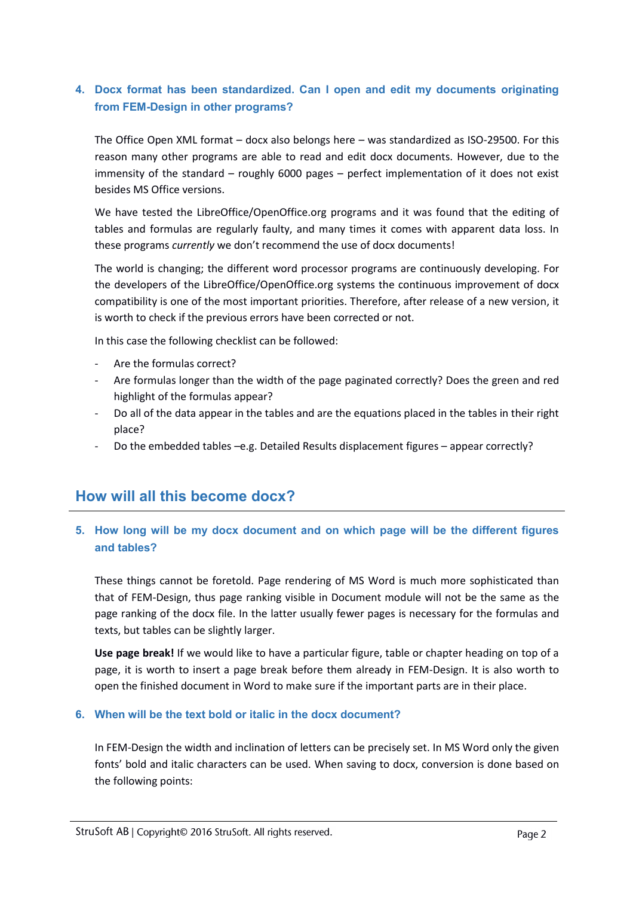### 4. Docx format has been standardized. Can I open and edit my documents originating from FEM-Design in other programs?

The Office Open XML format – docx also belongs here – was standardized as ISO-29500. For this reason many other programs are able to read and edit docx documents. However, due to the immensity of the standard – roughly 6000 pages – perfect implementation of it does not exist besides MS Office versions.

We have tested the LibreOffice/OpenOffice.org programs and it was found that the editing of tables and formulas are regularly faulty, and many times it comes with apparent data loss. In these programs *currently* we don't recommend the use of docx documents!

The world is changing; the different word processor programs are continuously developing. For the developers of the LibreOffice/OpenOffice.org systems the continuous improvement of docx compatibility is one of the most important priorities. Therefore, after release of a new version, it is worth to check if the previous errors have been corrected or not.

In this case the following checklist can be followed:

- Are the formulas correct?
- Are formulas longer than the width of the page paginated correctly? Does the green and red highlight of the formulas appear?
- Do all of the data appear in the tables and are the equations placed in the tables in their right place?
- Do the embedded tables –e.g. Detailed Results displacement figures – appear correctly?

## How will all this become docx?

### 5. How long will be my docx document and on which page will be the different figures and tables?

These things cannot be foretold. Page rendering of MS Word is much more sophisticated than that of FEM-Design, thus page ranking visible in Document module will not be the same as the page ranking of the docx file. In the latter usually fewer pages is necessary for the formulas and texts, but tables can be slightly larger.

**Use page break!** If we would like to have a particular figure, table or chapter heading on top of a page, it is worth to insert a page break before them already in FEM-Design. It is also worth to open the finished document in Word to make sure if the important parts are in their place.

### 6. When will be the text bold or italic in the docx document?

In FEM-Design the width and inclination of letters can be precisely set. In MS Word only the given fonts' bold and italic characters can be used. When saving to docx, conversion is done based on the following points: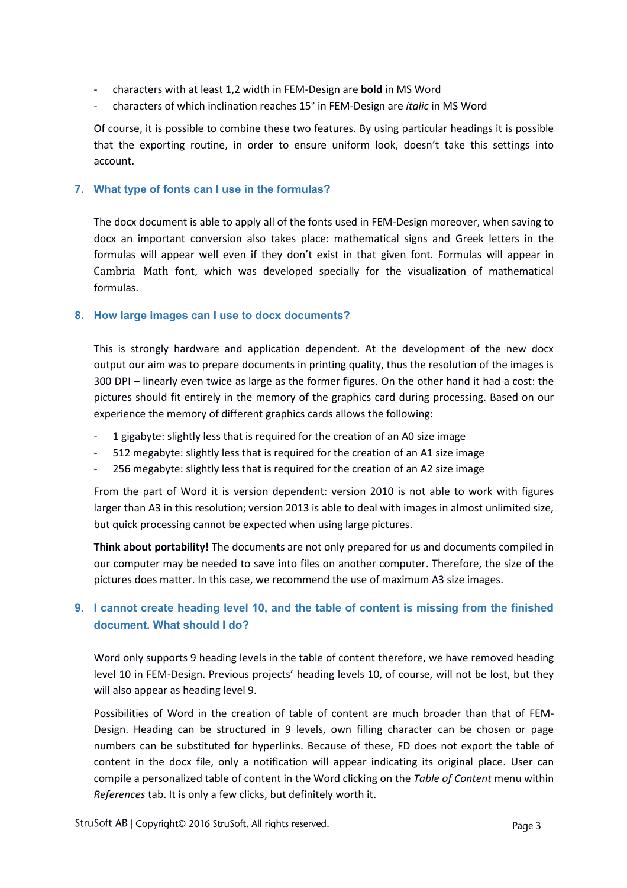- characters with at least 1,2 width in FEM-Design are **bold** in MS Word
- characters of which inclination reaches 15° in FEM-Design are *italic* in MS Word

Of course, it is possible to combine these two features. By using particular headings it is possible that the exporting routine, in order to ensure uniform look, doesn't take this settings into account.

## 7. What type of fonts can I use in the formulas?

The docx document is able to apply all of the fonts used in FEM-Design moreover, when saving to docx an important conversion also takes place: mathematical signs and Greek letters in the formulas will appear well even if they don't exist in that given font. Formulas will appear in Cambria Math font, which was developed specially for the visualization of mathematical formulas.

## 8. How large images can I use to docx documents?

This is strongly hardware and application dependent. At the development of the new docx output our aim was to prepare documents in printing quality, thus the resolution of the images is 300 DPI – linearly even twice as large as the former figures. On the other hand it had a cost: the pictures should fit entirely in the memory of the graphics card during processing. Based on our experience the memory of different graphics cards allows the following:

- 1 gigabyte: slightly less that is required for the creation of an A0 size image
- 512 megabyte: slightly less that is required for the creation of an A1 size image
- 256 megabyte: slightly less that is required for the creation of an A2 size image

From the part of Word it is version dependent: version 2010 is not able to work with figures larger than A3 in this resolution; version 2013 is able to deal with images in almost unlimited size, but quick processing cannot be expected when using large pictures.

**Think about portability!** The documents are not only prepared for us and documents compiled in our computer may be needed to save into files on another computer. Therefore, the size of the pictures does matter. In this case, we recommend the use of maximum A3 size images.

## 9. I cannot create heading level 10, and the table of content is missing from the finished document. What should I do?

Word only supports 9 heading levels in the table of content therefore, we have removed heading level 10 in FEM-Design. Previous projects' heading levels 10, of course, will not be lost, but they will also appear as heading level 9.

Possibilities of Word in the creation of table of content are much broader than that of FEM-Design. Heading can be structured in 9 levels, own filling character can be chosen or page numbers can be substituted for hyperlinks. Because of these, FD does not export the table of content in the docx file, only a notification will appear indicating its original place. User can compile a personalized table of content in the Word clicking on the *Table of Content* menu within *References* tab. It is only a few clicks, but definitely worth it.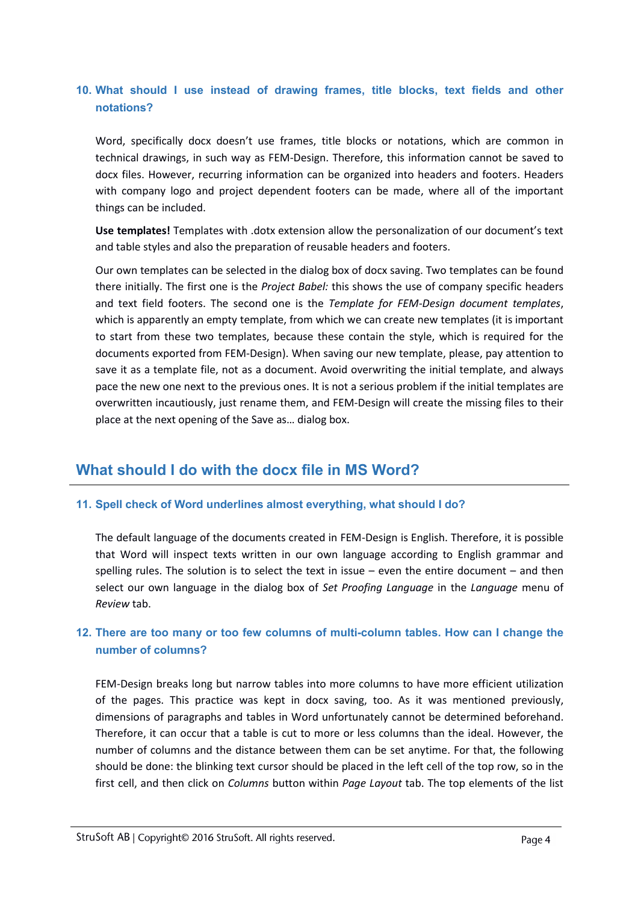### 10. What should I use instead of drawing frames, title blocks, text fields and other notations?

Word, specifically docx doesn't use frames, title blocks or notations, which are common in technical drawings, in such way as FEM-Design. Therefore, this information cannot be saved to docx files. However, recurring information can be organized into headers and footers. Headers with company logo and project dependent footers can be made, where all of the important things can be included.

**Use templates!** Templates with .dotx extension allow the personalization of our document's text and table styles and also the preparation of reusable headers and footers.

Our own templates can be selected in the dialog box of docx saving. Two templates can be found there initially. The first one is the *Project Babel:* this shows the use of company specific headers and text field footers. The second one is the *Template for FEM-Design document templates*, which is apparently an empty template, from which we can create new templates (it is important to start from these two templates, because these contain the style, which is required for the documents exported from FEM-Design). When saving our new template, please, pay attention to save it as a template file, not as a document. Avoid overwriting the initial template, and always pace the new one next to the previous ones. It is not a serious problem if the initial templates are overwritten incautiously, just rename them, and FEM-Design will create the missing files to their place at the next opening of the Save as… dialog box.

## What should I do with the docx file in MS Word?

### 11. Spell check of Word underlines almost everything, what should I do?

The default language of the documents created in FEM-Design is English. Therefore, it is possible that Word will inspect texts written in our own language according to English grammar and spelling rules. The solution is to select the text in issue – even the entire document – and then select our own language in the dialog box of *Set Proofing Language* in the *Language* menu of *Review* tab.

### 12. There are too many or too few columns of multi-column tables. How can I change the number of columns?

FEM-Design breaks long but narrow tables into more columns to have more efficient utilization of the pages. This practice was kept in docx saving, too. As it was mentioned previously, dimensions of paragraphs and tables in Word unfortunately cannot be determined beforehand. Therefore, it can occur that a table is cut to more or less columns than the ideal. However, the number of columns and the distance between them can be set anytime. For that, the following should be done: the blinking text cursor should be placed in the left cell of the top row, so in the first cell, and then click on *Columns* button within *Page Layout* tab. The top elements of the list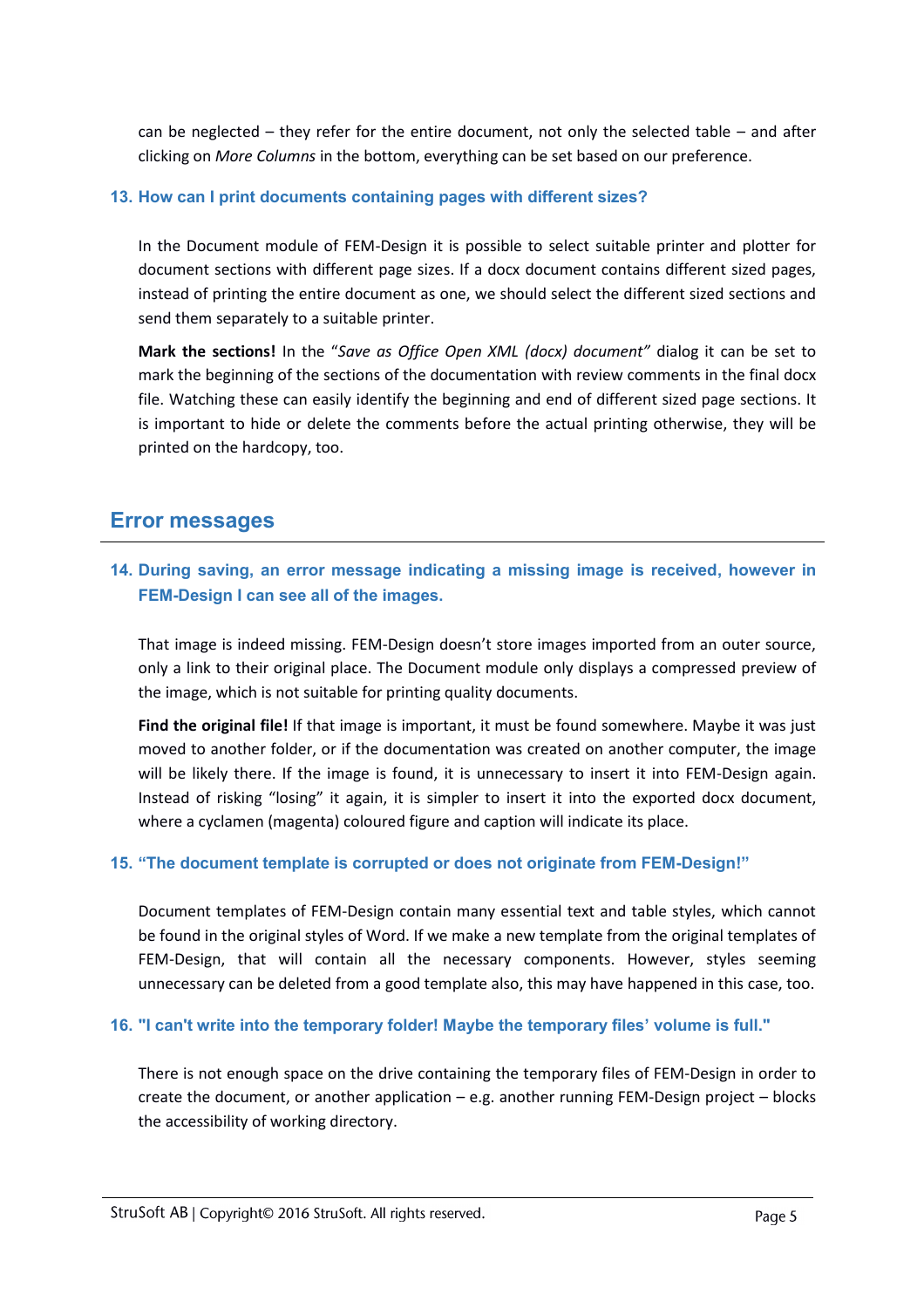can be neglected – they refer for the entire document, not only the selected table – and after clicking on *More Columns* in the bottom, everything can be set based on our preference.

### 13. How can I print documents containing pages with different sizes?

In the Document module of FEM-Design it is possible to select suitable printer and plotter for document sections with different page sizes. If a docx document contains different sized pages, instead of printing the entire document as one, we should select the different sized sections and send them separately to a suitable printer.

**Mark the sections!** In the "*Save as Office Open XML (docx) document"* dialog it can be set to mark the beginning of the sections of the documentation with review comments in the final docx file. Watching these can easily identify the beginning and end of different sized page sections. It is important to hide or delete the comments before the actual printing otherwise, they will be printed on the hardcopy, too.

## Error messages

### 14. During saving, an error message indicating a missing image is received, however in FEM-Design I can see all of the images.

That image is indeed missing. FEM-Design doesn't store images imported from an outer source, only a link to their original place. The Document module only displays a compressed preview of the image, which is not suitable for printing quality documents.

**Find the original file!** If that image is important, it must be found somewhere. Maybe it was just moved to another folder, or if the documentation was created on another computer, the image will be likely there. If the image is found, it is unnecessary to insert it into FEM-Design again. Instead of risking "losing" it again, it is simpler to insert it into the exported docx document, where a cyclamen (magenta) coloured figure and caption will indicate its place.

### 15. "The document template is corrupted or does not originate from FEM-Design!"

Document templates of FEM-Design contain many essential text and table styles, which cannot be found in the original styles of Word. If we make a new template from the original templates of FEM-Design, that will contain all the necessary components. However, styles seeming unnecessary can be deleted from a good template also, this may have happened in this case, too.

### 16. "I can't write into the temporary folder! Maybe the temporary files' volume is full."

There is not enough space on the drive containing the temporary files of FEM-Design in order to create the document, or another application – e.g. another running FEM-Design project – blocks the accessibility of working directory.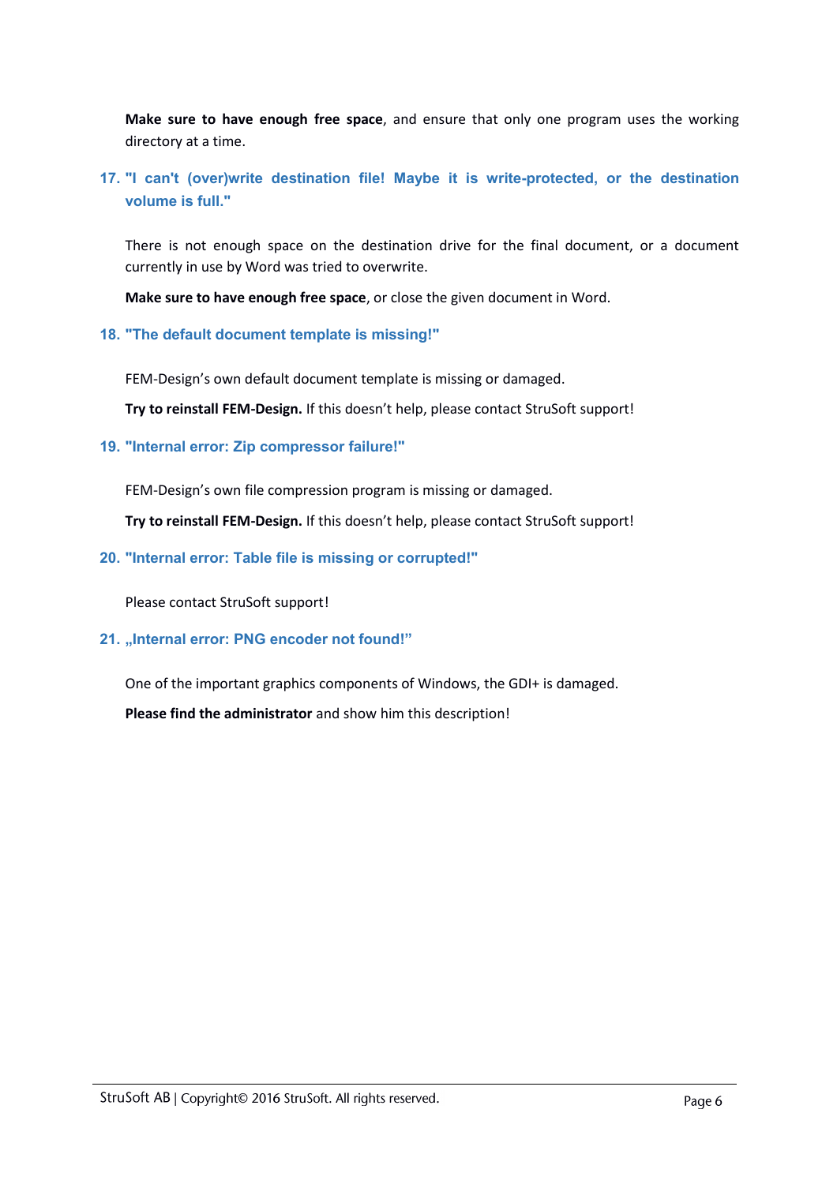**Make sure to have enough free space**, and ensure that only one program uses the working directory at a time.

### 17. "I can't (over)write destination file! Maybe it is write-protected, or the destination volume is full."

There is not enough space on the destination drive for the final document, or a document currently in use by Word was tried to overwrite.

**Make sure to have enough free space**, or close the given document in Word.

### 18. "The default document template is missing!"

FEM-Design's own default document template is missing or damaged.

**Try to reinstall FEM-Design.** If this doesn't help, please contact StruSoft support!

### 19. "Internal error: Zip compressor failure!"

FEM-Design's own file compression program is missing or damaged.

**Try to reinstall FEM-Design.** If this doesn't help, please contact StruSoft support!

### 20. "Internal error: Table file is missing or corrupted!"

Please contact StruSoft support!

### 21. „Internal error: PNG encoder not found!"

One of the important graphics components of Windows, the GDI+ is damaged.

**Please find the administrator** and show him this description!